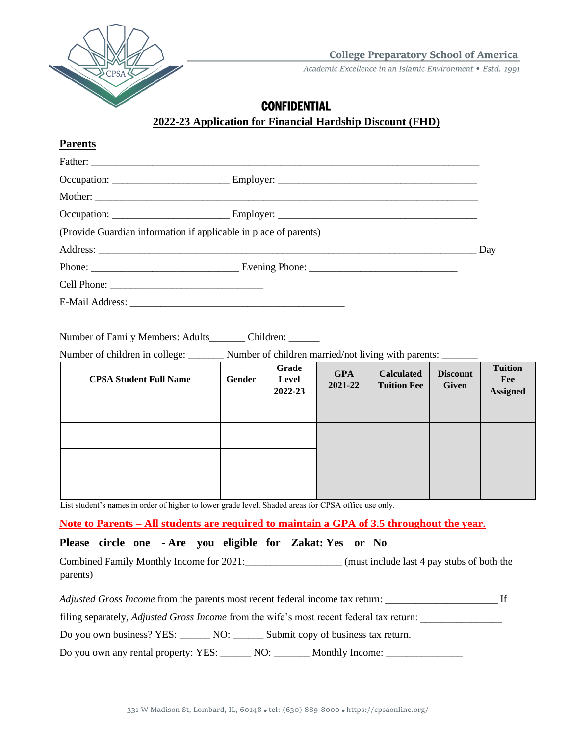College Preparatory School of America

*Academic Excellence in an Islamic Environment • Estd. 1991*

# CONFIDENTIAL

## 2022-23 Application for Financial Hardship Discount (FHD)

**Parents**

Father: ______________________________________________________________________________

Occupation: ______________________ Employer: ______________________________________

Mother: ______________________________________________________________________________

Occupation: ______________________ Employer: ______________________________________

(Provide Guardian information if applicable in place of parents)

Address: ___________________________________________________________________________ Day

Phone: ___________________________ Evening Phone: ___________________________

Cell Phone: _____________________________

E-Mail Address: ________________________________________

Number of Family Members: Adults_______ Children: ______

Number of children in college: _______ Number of children married/not living with parents: _______

| CPSA Student Full Name | Gender | Grade Level 2022-23 | GPA 2021-22 | Calculated Tuition Fee | Discount Given | Tuition Fee Assigned |
|---|---|---|---|---|---|---|
| | | | | | | |
| | | | | | | |
| | | | | | | |
| | | | | | | |

List student's names in order of higher to lower grade level. Shaded areas for CPSA office use only.

**Note to Parents – All students are required to maintain a GPA of 3.5 throughout the year.**

**Please circle one - Are you eligible for Zakat: Yes or No**

Combined Family Monthly Income for 2021:__________________ (must include last 4 pay stubs of both the parents)

*Adjusted Gross Income* from the parents most recent federal income tax return: _____________________ If filing separately, *Adjusted Gross Income* from the wife's most recent federal tax return: _______________

Do you own business? YES: ______ NO: ______ Submit copy of business tax return.

Do you own any rental property: YES: ______ NO: _______ Monthly Income: _______________

331 W Madison St, Lombard, IL, 60148 • tel: (630) 889-8000 • https://cpsaonline.org/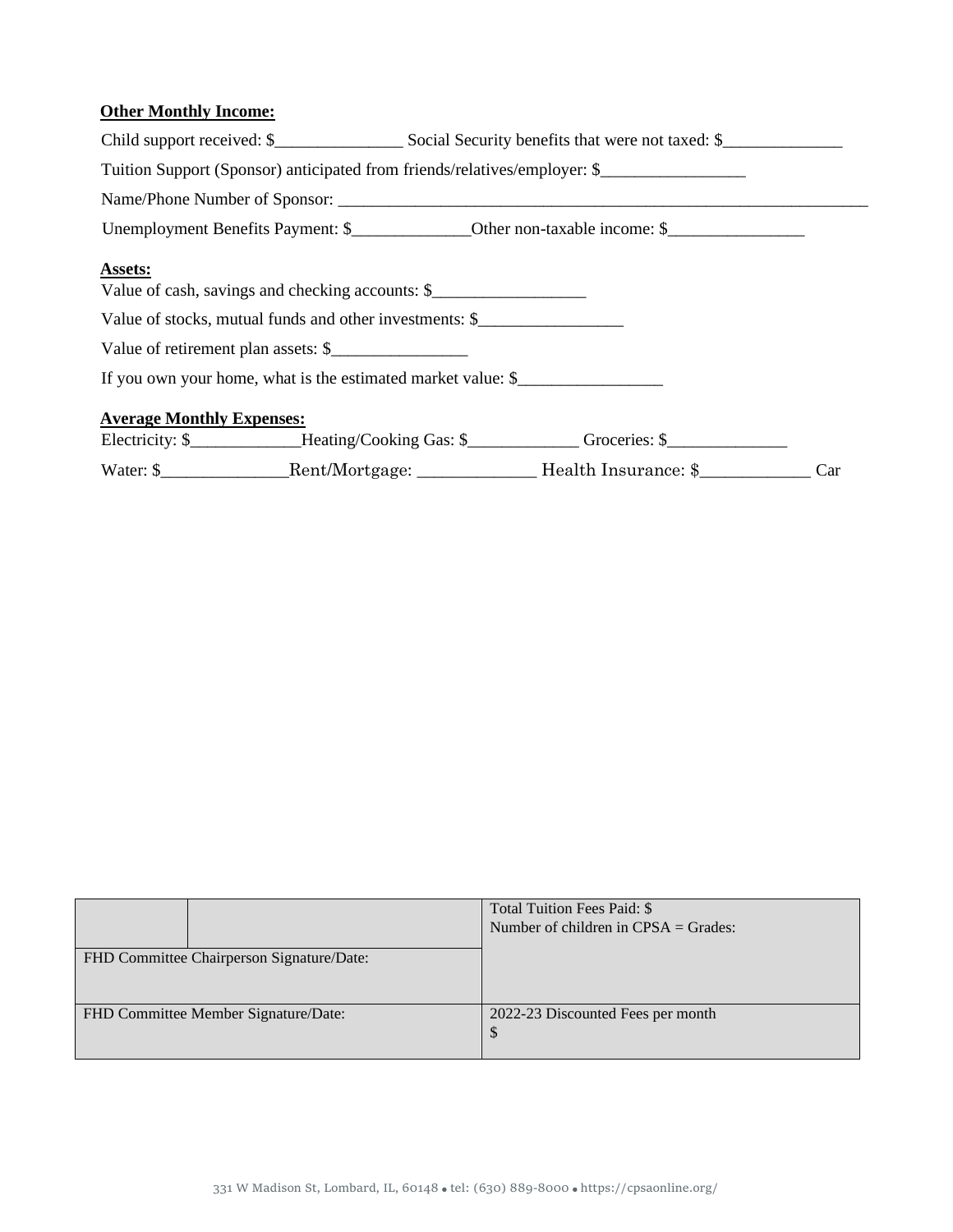**Other Monthly Income:**

Child support received: $_______________ Social Security benefits that were not taxed: $______________

Tuition Support (Sponsor) anticipated from friends/relatives/employer: $_________________

Name/Phone Number of Sponsor: _________________________________________________________________

Unemployment Benefits Payment: $______________Other non-taxable income: $________________

**Assets:**

Value of cash, savings and checking accounts: $__________________

Value of stocks, mutual funds and other investments: $_________________

Value of retirement plan assets: $________________

If you own your home, what is the estimated market value: $_________________

**Average Monthly Expenses:**

Electricity: $_____________Heating/Cooking Gas: $_____________ Groceries: $______________

Water: $_______________Rent/Mortgage: ______________ Health Insurance: $_____________ Car

| | | Total Tuition Fees Paid: $<br>Number of children in CPSA = Grades: |
|---|---|---|
| FHD Committee Chairperson Signature/Date: | | |
| FHD Committee Member Signature/Date: | | 2022-23 Discounted Fees per month<br>$ |

331 W Madison St, Lombard, IL, 60148 • tel: (630) 889-8000 • https://cpsaonline.org/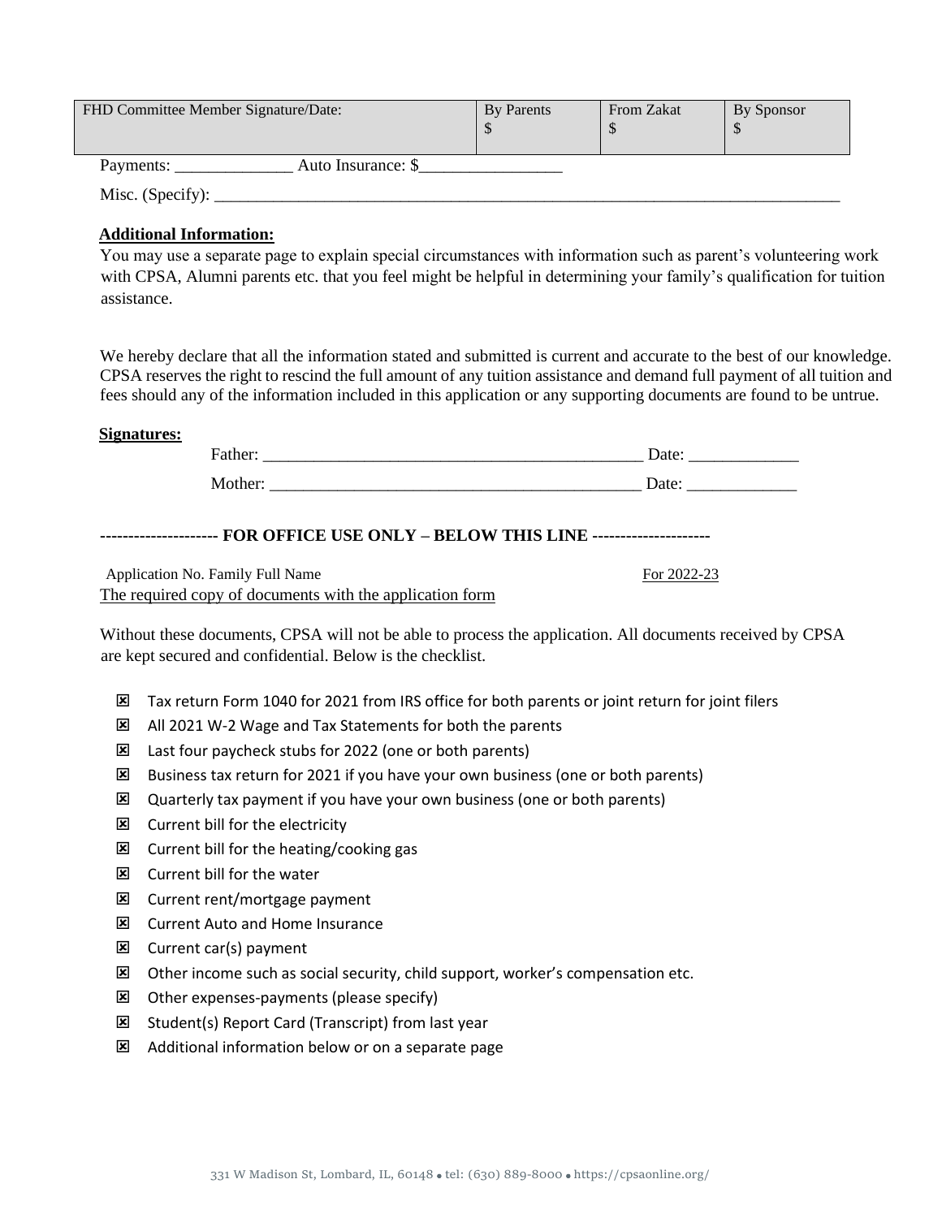| FHD Committee Member Signature/Date: | By Parents<br>$ | From Zakat<br>$ | By Sponsor<br>$ |
|---|---|---|---|

Payments: ______________ Auto Insurance: $_________________

Misc. (Specify): ______________________________________________________________________________

**Additional Information:**

You may use a separate page to explain special circumstances with information such as parent's volunteering work with CPSA, Alumni parents etc. that you feel might be helpful in determining your family's qualification for tuition assistance.

We hereby declare that all the information stated and submitted is current and accurate to the best of our knowledge. CPSA reserves the right to rescind the full amount of any tuition assistance and demand full payment of all tuition and fees should any of the information included in this application or any supporting documents are found to be untrue.

**Signatures:**

Father: ______________________________________________ Date: _____________

Mother: ______________________________________________ Date: _____________

--------------------- **FOR OFFICE USE ONLY – BELOW THIS LINE** ---------------------

Application No. Family Full Name For 2022-23

The required copy of documents with the application form

Without these documents, CPSA will not be able to process the application. All documents received by CPSA are kept secured and confidential. Below is the checklist.

- ☒ Tax return Form 1040 for 2021 from IRS office for both parents or joint return for joint filers
- ☒ All 2021 W-2 Wage and Tax Statements for both the parents
- ☒ Last four paycheck stubs for 2022 (one or both parents)
- ☒ Business tax return for 2021 if you have your own business (one or both parents)
- ☒ Quarterly tax payment if you have your own business (one or both parents)
- ☒ Current bill for the electricity
- ☒ Current bill for the heating/cooking gas
- ☒ Current bill for the water
- ☒ Current rent/mortgage payment
- ☒ Current Auto and Home Insurance
- ☒ Current car(s) payment
- ☒ Other income such as social security, child support, worker's compensation etc.
- ☒ Other expenses-payments (please specify)
- ☒ Student(s) Report Card (Transcript) from last year
- ☒ Additional information below or on a separate page